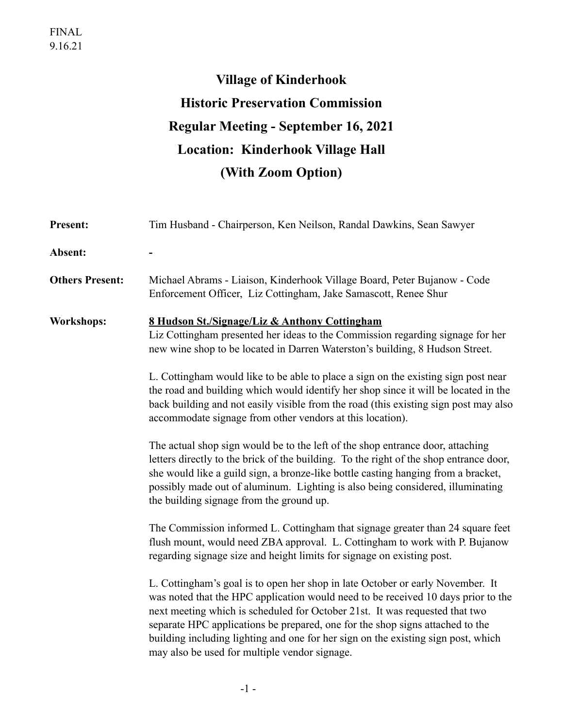FINAL
9.16.21

# Village of Kinderhook
# Historic Preservation Commission
# Regular Meeting - September 16, 2021
# Location: Kinderhook Village Hall
# (With Zoom Option)

**Present:** Tim Husband - Chairperson, Ken Neilson, Randal Dawkins, Sean Sawyer

**Absent:** -

**Others Present:** Michael Abrams - Liaison, Kinderhook Village Board, Peter Bujanow - Code Enforcement Officer, Liz Cottingham, Jake Samascott, Renee Shur

**Workshops:** **<u>8 Hudson St./Signage/Liz & Anthony Cottingham</u>**

Liz Cottingham presented her ideas to the Commission regarding signage for her new wine shop to be located in Darren Waterston's building, 8 Hudson Street.

L. Cottingham would like to be able to place a sign on the existing sign post near the road and building which would identify her shop since it will be located in the back building and not easily visible from the road (this existing sign post may also accommodate signage from other vendors at this location).

The actual shop sign would be to the left of the shop entrance door, attaching letters directly to the brick of the building. To the right of the shop entrance door, she would like a guild sign, a bronze-like bottle casting hanging from a bracket, possibly made out of aluminum. Lighting is also being considered, illuminating the building signage from the ground up.

The Commission informed L. Cottingham that signage greater than 24 square feet flush mount, would need ZBA approval. L. Cottingham to work with P. Bujanow regarding signage size and height limits for signage on existing post.

L. Cottingham's goal is to open her shop in late October or early November. It was noted that the HPC application would need to be received 10 days prior to the next meeting which is scheduled for October 21st. It was requested that two separate HPC applications be prepared, one for the shop signs attached to the building including lighting and one for her sign on the existing sign post, which may also be used for multiple vendor signage.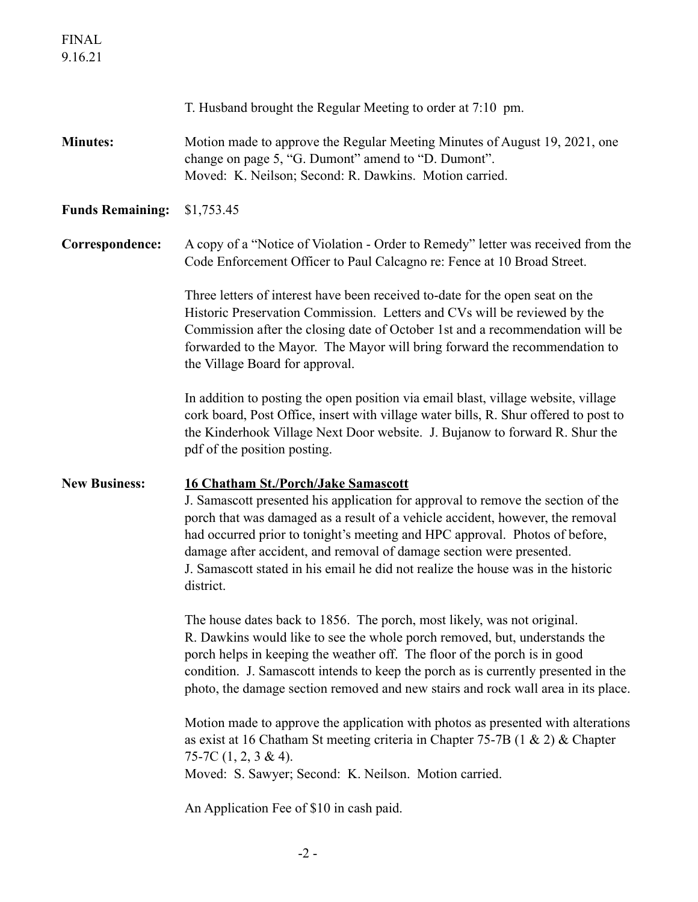FINAL
9.16.21

T. Husband brought the Regular Meeting to order at 7:10 pm.

**Minutes:** Motion made to approve the Regular Meeting Minutes of August 19, 2021, one change on page 5, "G. Dumont" amend to "D. Dumont".
Moved: K. Neilson; Second: R. Dawkins. Motion carried.

**Funds Remaining:** $1,753.45

**Correspondence:** A copy of a "Notice of Violation - Order to Remedy" letter was received from the Code Enforcement Officer to Paul Calcagno re: Fence at 10 Broad Street.

Three letters of interest have been received to-date for the open seat on the Historic Preservation Commission. Letters and CVs will be reviewed by the Commission after the closing date of October 1st and a recommendation will be forwarded to the Mayor. The Mayor will bring forward the recommendation to the Village Board for approval.

In addition to posting the open position via email blast, village website, village cork board, Post Office, insert with village water bills, R. Shur offered to post to the Kinderhook Village Next Door website. J. Bujanow to forward R. Shur the pdf of the position posting.

**New Business:** **<u>16 Chatham St./Porch/Jake Samascott</u>**

J. Samascott presented his application for approval to remove the section of the porch that was damaged as a result of a vehicle accident, however, the removal had occurred prior to tonight's meeting and HPC approval. Photos of before, damage after accident, and removal of damage section were presented.
J. Samascott stated in his email he did not realize the house was in the historic district.

The house dates back to 1856. The porch, most likely, was not original.
R. Dawkins would like to see the whole porch removed, but, understands the porch helps in keeping the weather off. The floor of the porch is in good condition. J. Samascott intends to keep the porch as is currently presented in the photo, the damage section removed and new stairs and rock wall area in its place.

Motion made to approve the application with photos as presented with alterations as exist at 16 Chatham St meeting criteria in Chapter 75-7B (1 & 2) & Chapter 75-7C (1, 2, 3 & 4).
Moved: S. Sawyer; Second: K. Neilson. Motion carried.

An Application Fee of $10 in cash paid.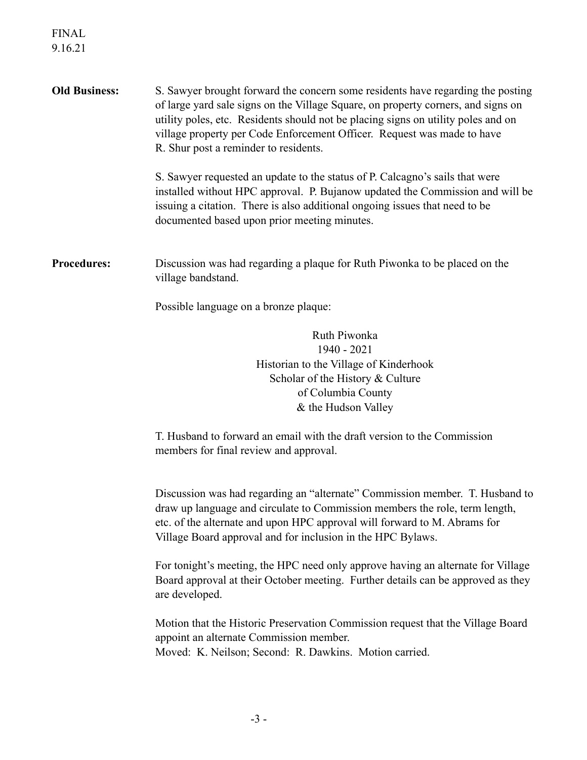FINAL
9.16.21

**Old Business:** S. Sawyer brought forward the concern some residents have regarding the posting of large yard sale signs on the Village Square, on property corners, and signs on utility poles, etc. Residents should not be placing signs on utility poles and on village property per Code Enforcement Officer. Request was made to have R. Shur post a reminder to residents.

S. Sawyer requested an update to the status of P. Calcagno's sails that were installed without HPC approval. P. Bujanow updated the Commission and will be issuing a citation. There is also additional ongoing issues that need to be documented based upon prior meeting minutes.

**Procedures:** Discussion was had regarding a plaque for Ruth Piwonka to be placed on the village bandstand.

Possible language on a bronze plaque:

Ruth Piwonka
1940 - 2021
Historian to the Village of Kinderhook
Scholar of the History & Culture
of Columbia County
& the Hudson Valley

T. Husband to forward an email with the draft version to the Commission members for final review and approval.

Discussion was had regarding an "alternate" Commission member. T. Husband to draw up language and circulate to Commission members the role, term length, etc. of the alternate and upon HPC approval will forward to M. Abrams for Village Board approval and for inclusion in the HPC Bylaws.

For tonight's meeting, the HPC need only approve having an alternate for Village Board approval at their October meeting. Further details can be approved as they are developed.

Motion that the Historic Preservation Commission request that the Village Board appoint an alternate Commission member.
Moved: K. Neilson; Second: R. Dawkins. Motion carried.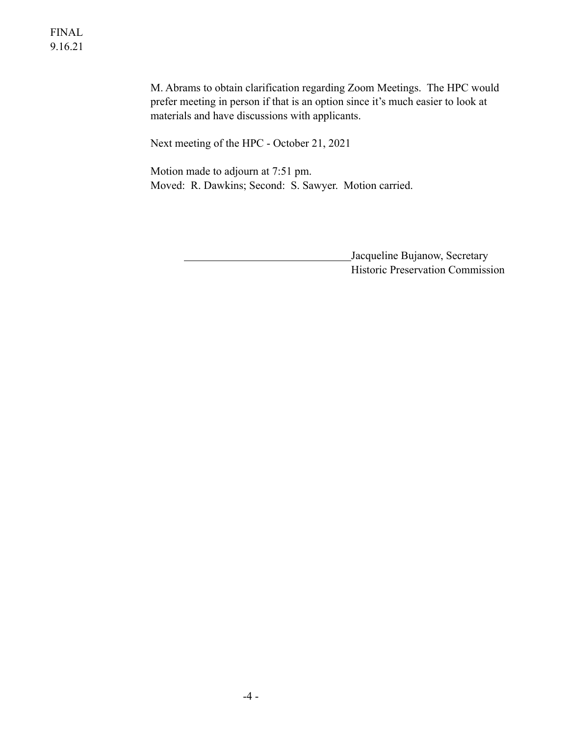FINAL
9.16.21

M. Abrams to obtain clarification regarding Zoom Meetings. The HPC would prefer meeting in person if that is an option since it's much easier to look at materials and have discussions with applicants.

Next meeting of the HPC - October 21, 2021

Motion made to adjourn at 7:51 pm.
Moved: R. Dawkins; Second: S. Sawyer. Motion carried.

_______________________________ Jacqueline Bujanow, Secretary
Historic Preservation Commission